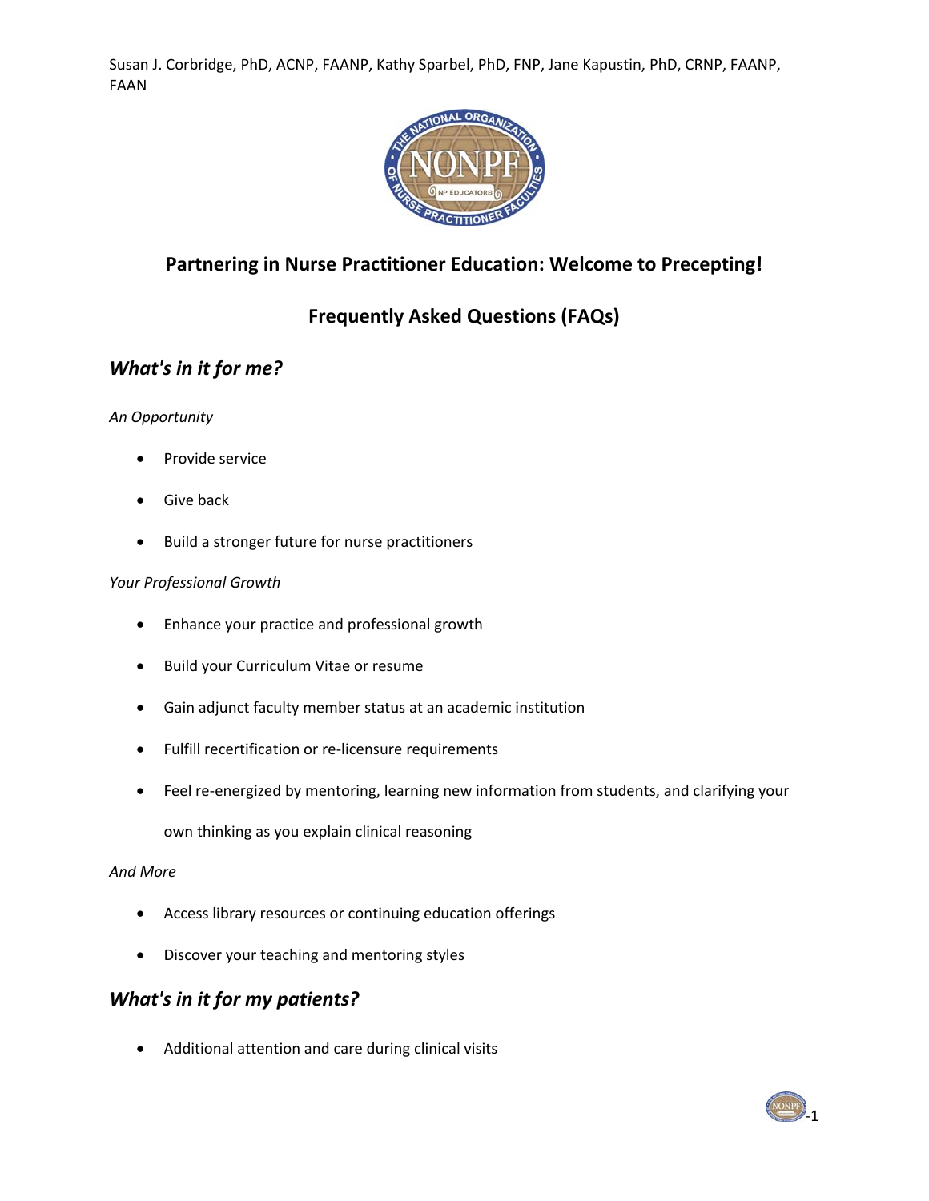Susan J. Corbridge, PhD, ACNP, FAANP, Kathy Sparbel, PhD, FNP, Jane Kapustin, PhD, CRNP, FAANP, FAAN

# Partnering in Nurse Practitioner Education: Welcome to Precepting!

## Frequently Asked Questions (FAQs)

### *What's in it for me?*

*An Opportunity*

- Provide service
- Give back
- Build a stronger future for nurse practitioners

*Your Professional Growth*

- Enhance your practice and professional growth
- Build your Curriculum Vitae or resume
- Gain adjunct faculty member status at an academic institution
- Fulfill recertification or re-licensure requirements
- Feel re-energized by mentoring, learning new information from students, and clarifying your own thinking as you explain clinical reasoning

*And More*

- Access library resources or continuing education offerings
- Discover your teaching and mentoring styles

### *What's in it for my patients?*

- Additional attention and care during clinical visits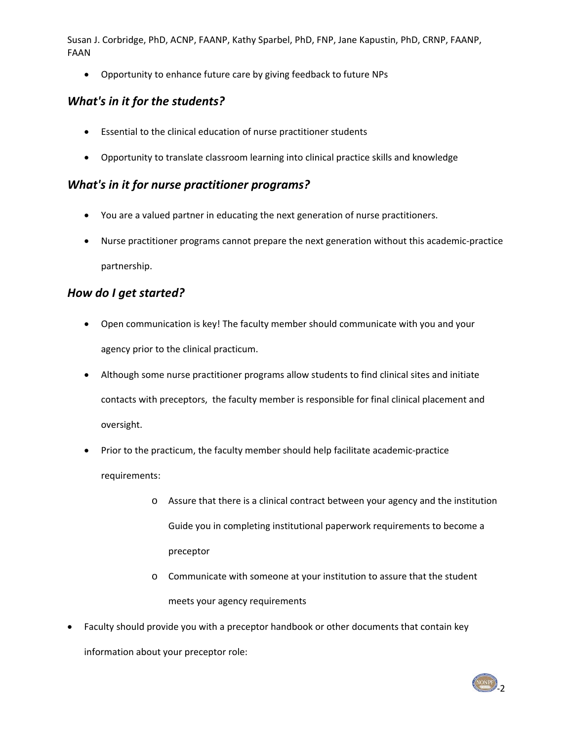- Opportunity to enhance future care by giving feedback to future NPs

### *What's in it for the students?*

- Essential to the clinical education of nurse practitioner students
- Opportunity to translate classroom learning into clinical practice skills and knowledge

### *What's in it for nurse practitioner programs?*

- You are a valued partner in educating the next generation of nurse practitioners.
- Nurse practitioner programs cannot prepare the next generation without this academic-practice partnership.

### *How do I get started?*

- Open communication is key! The faculty member should communicate with you and your agency prior to the clinical practicum.
- Although some nurse practitioner programs allow students to find clinical sites and initiate contacts with preceptors, the faculty member is responsible for final clinical placement and oversight.
- Prior to the practicum, the faculty member should help facilitate academic-practice requirements:
    - Assure that there is a clinical contract between your agency and the institution Guide you in completing institutional paperwork requirements to become a preceptor
    - Communicate with someone at your institution to assure that the student meets your agency requirements
- Faculty should provide you with a preceptor handbook or other documents that contain key information about your preceptor role: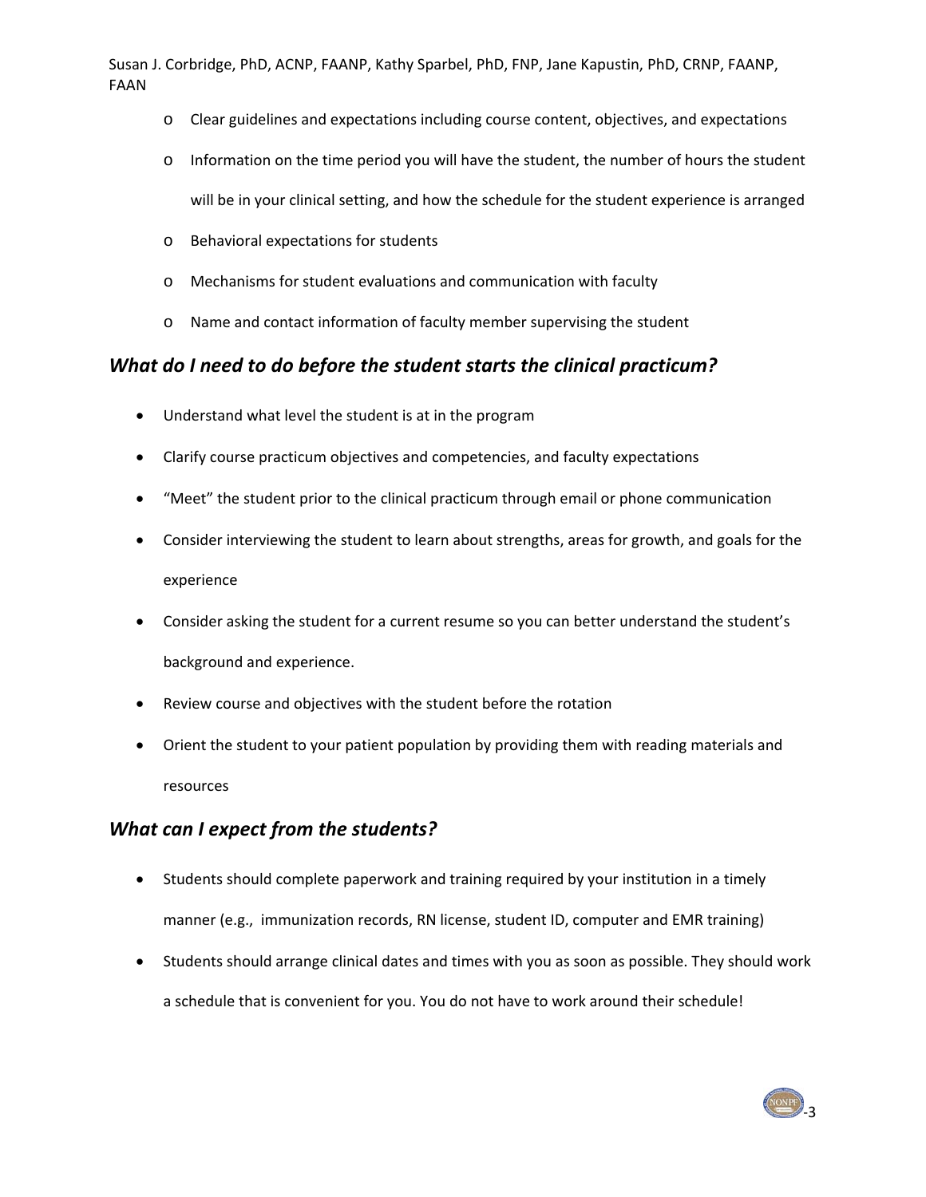- Clear guidelines and expectations including course content, objectives, and expectations
- Information on the time period you will have the student, the number of hours the student will be in your clinical setting, and how the schedule for the student experience is arranged
- Behavioral expectations for students
- Mechanisms for student evaluations and communication with faculty
- Name and contact information of faculty member supervising the student

## *What do I need to do before the student starts the clinical practicum?*

- Understand what level the student is at in the program
- Clarify course practicum objectives and competencies, and faculty expectations
- "Meet" the student prior to the clinical practicum through email or phone communication
- Consider interviewing the student to learn about strengths, areas for growth, and goals for the experience
- Consider asking the student for a current resume so you can better understand the student's background and experience.
- Review course and objectives with the student before the rotation
- Orient the student to your patient population by providing them with reading materials and resources

## *What can I expect from the students?*

- Students should complete paperwork and training required by your institution in a timely manner (e.g., immunization records, RN license, student ID, computer and EMR training)
- Students should arrange clinical dates and times with you as soon as possible. They should work a schedule that is convenient for you. You do not have to work around their schedule!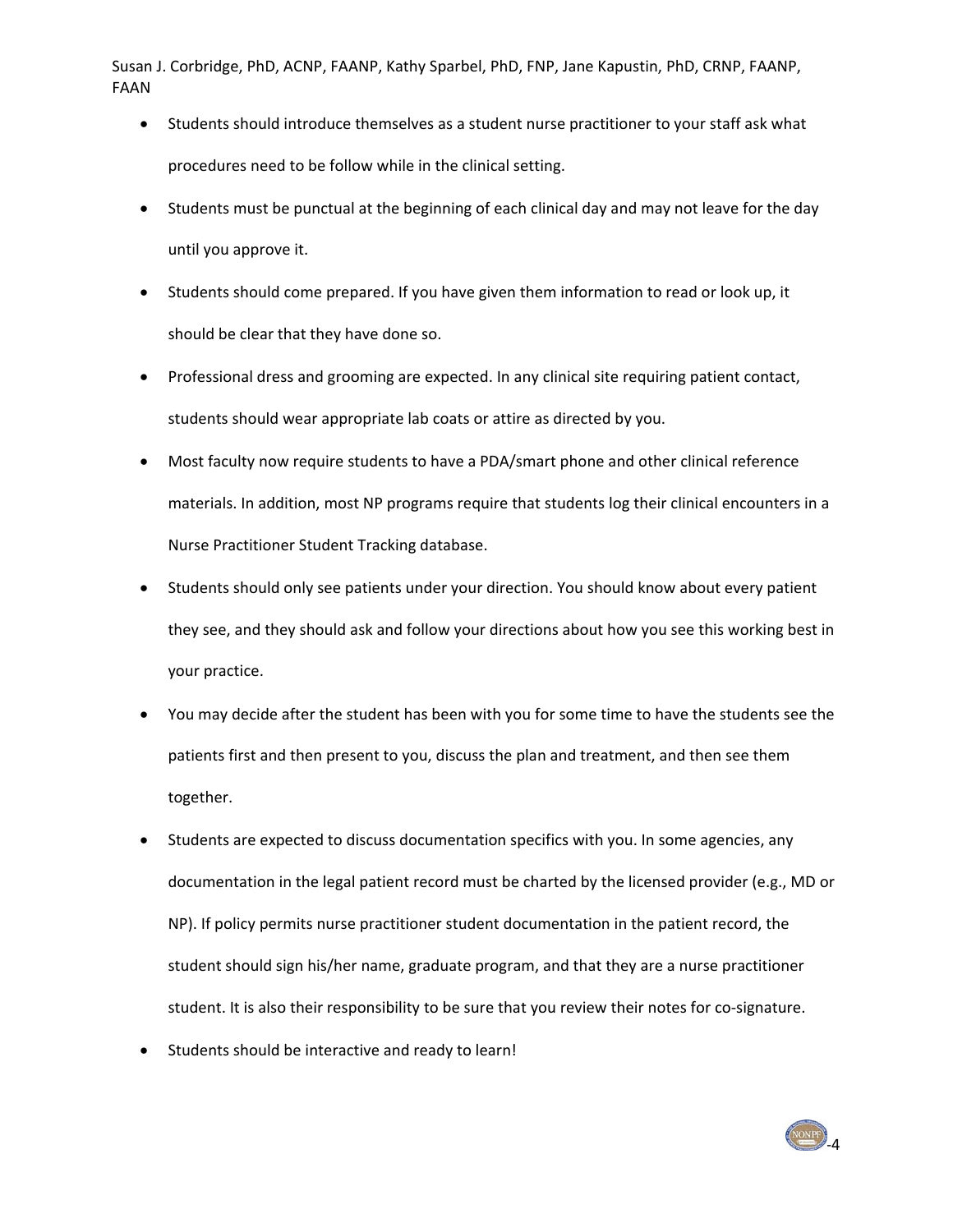- Students should introduce themselves as a student nurse practitioner to your staff ask what procedures need to be follow while in the clinical setting.
- Students must be punctual at the beginning of each clinical day and may not leave for the day until you approve it.
- Students should come prepared. If you have given them information to read or look up, it should be clear that they have done so.
- Professional dress and grooming are expected. In any clinical site requiring patient contact, students should wear appropriate lab coats or attire as directed by you.
- Most faculty now require students to have a PDA/smart phone and other clinical reference materials. In addition, most NP programs require that students log their clinical encounters in a Nurse Practitioner Student Tracking database.
- Students should only see patients under your direction. You should know about every patient they see, and they should ask and follow your directions about how you see this working best in your practice.
- You may decide after the student has been with you for some time to have the students see the patients first and then present to you, discuss the plan and treatment, and then see them together.
- Students are expected to discuss documentation specifics with you. In some agencies, any documentation in the legal patient record must be charted by the licensed provider (e.g., MD or NP). If policy permits nurse practitioner student documentation in the patient record, the student should sign his/her name, graduate program, and that they are a nurse practitioner student. It is also their responsibility to be sure that you review their notes for co-signature.
- Students should be interactive and ready to learn!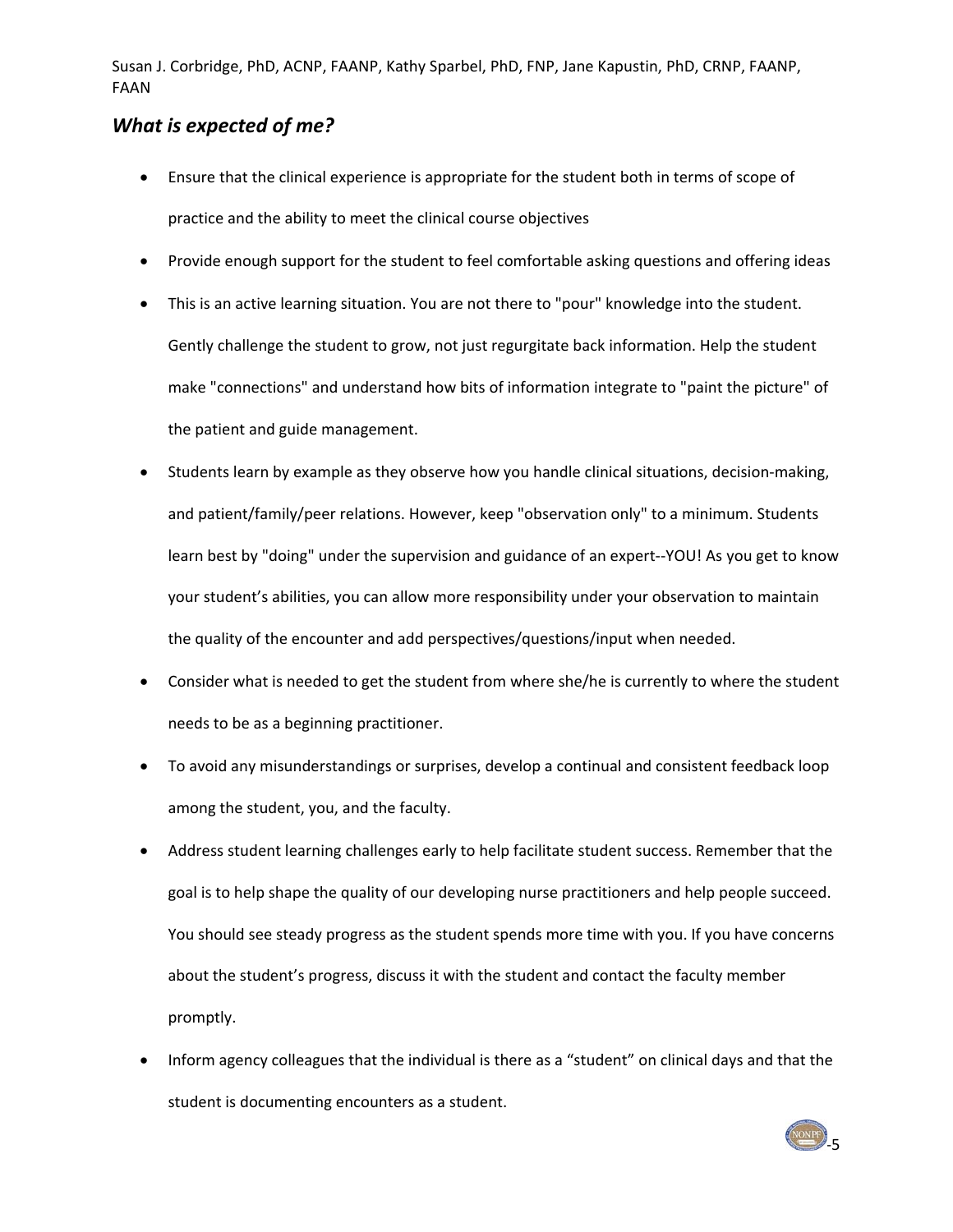## *What is expected of me?*

- Ensure that the clinical experience is appropriate for the student both in terms of scope of practice and the ability to meet the clinical course objectives
- Provide enough support for the student to feel comfortable asking questions and offering ideas
- This is an active learning situation. You are not there to "pour" knowledge into the student. Gently challenge the student to grow, not just regurgitate back information. Help the student make "connections" and understand how bits of information integrate to "paint the picture" of the patient and guide management.
- Students learn by example as they observe how you handle clinical situations, decision-making, and patient/family/peer relations. However, keep "observation only" to a minimum. Students learn best by "doing" under the supervision and guidance of an expert--YOU! As you get to know your student's abilities, you can allow more responsibility under your observation to maintain the quality of the encounter and add perspectives/questions/input when needed.
- Consider what is needed to get the student from where she/he is currently to where the student needs to be as a beginning practitioner.
- To avoid any misunderstandings or surprises, develop a continual and consistent feedback loop among the student, you, and the faculty.
- Address student learning challenges early to help facilitate student success. Remember that the goal is to help shape the quality of our developing nurse practitioners and help people succeed. You should see steady progress as the student spends more time with you. If you have concerns about the student's progress, discuss it with the student and contact the faculty member promptly.
- Inform agency colleagues that the individual is there as a "student" on clinical days and that the student is documenting encounters as a student.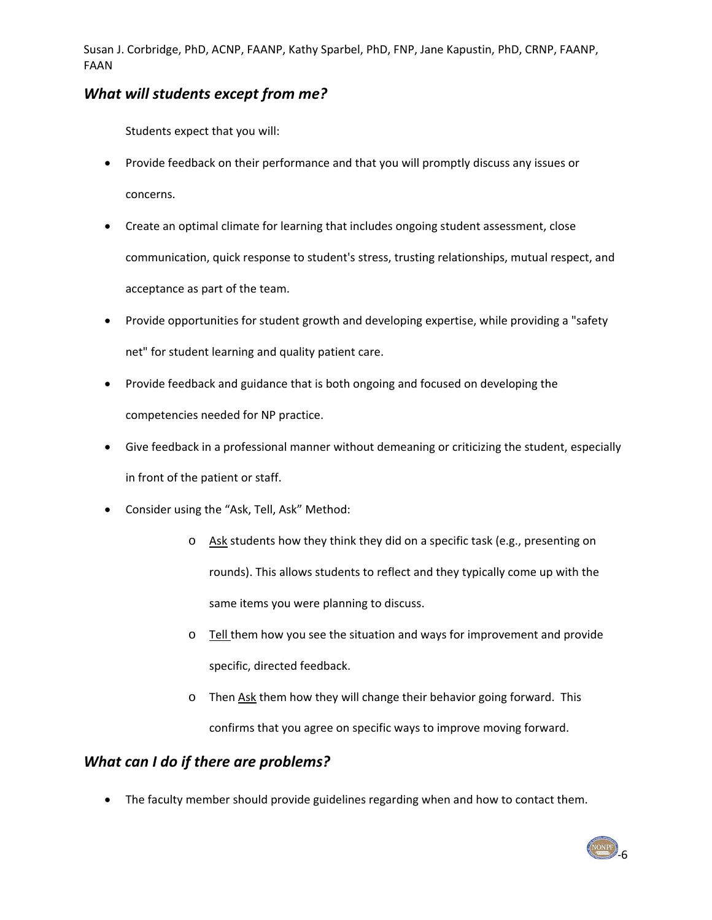### *What will students except from me?*

Students expect that you will:

- Provide feedback on their performance and that you will promptly discuss any issues or concerns.
- Create an optimal climate for learning that includes ongoing student assessment, close communication, quick response to student's stress, trusting relationships, mutual respect, and acceptance as part of the team.
- Provide opportunities for student growth and developing expertise, while providing a "safety net" for student learning and quality patient care.
- Provide feedback and guidance that is both ongoing and focused on developing the competencies needed for NP practice.
- Give feedback in a professional manner without demeaning or criticizing the student, especially in front of the patient or staff.
- Consider using the "Ask, Tell, Ask" Method:
  - Ask students how they think they did on a specific task (e.g., presenting on rounds). This allows students to reflect and they typically come up with the same items you were planning to discuss.
  - Tell them how you see the situation and ways for improvement and provide specific, directed feedback.
  - Then Ask them how they will change their behavior going forward. This confirms that you agree on specific ways to improve moving forward.

### *What can I do if there are problems?*

- The faculty member should provide guidelines regarding when and how to contact them.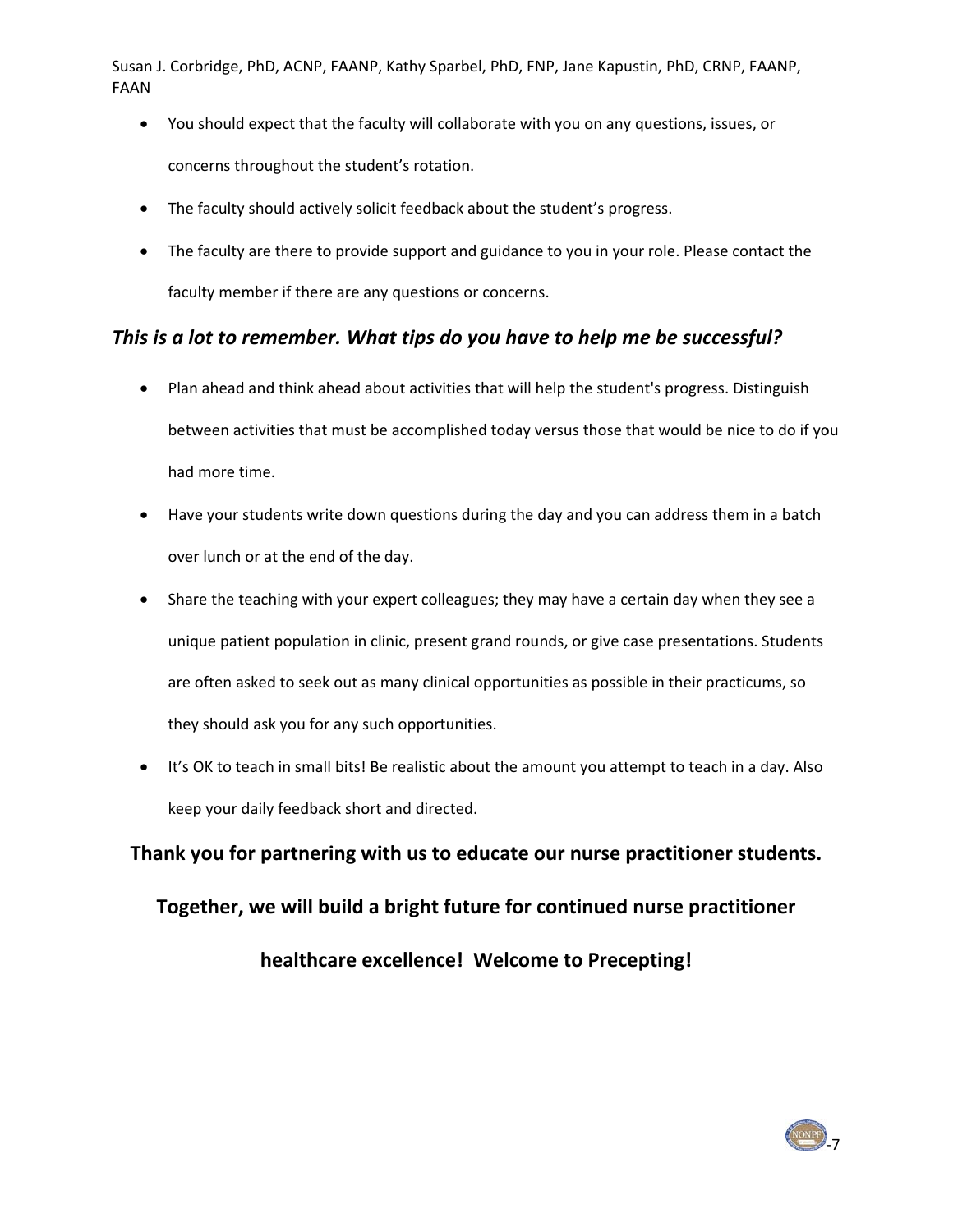- You should expect that the faculty will collaborate with you on any questions, issues, or concerns throughout the student's rotation.
- The faculty should actively solicit feedback about the student's progress.
- The faculty are there to provide support and guidance to you in your role. Please contact the faculty member if there are any questions or concerns.

## *This is a lot to remember. What tips do you have to help me be successful?*

- Plan ahead and think ahead about activities that will help the student's progress. Distinguish between activities that must be accomplished today versus those that would be nice to do if you had more time.
- Have your students write down questions during the day and you can address them in a batch over lunch or at the end of the day.
- Share the teaching with your expert colleagues; they may have a certain day when they see a unique patient population in clinic, present grand rounds, or give case presentations. Students are often asked to seek out as many clinical opportunities as possible in their practicums, so they should ask you for any such opportunities.
- It's OK to teach in small bits! Be realistic about the amount you attempt to teach in a day. Also keep your daily feedback short and directed.

**Thank you for partnering with us to educate our nurse practitioner students. Together, we will build a bright future for continued nurse practitioner healthcare excellence! Welcome to Precepting!**